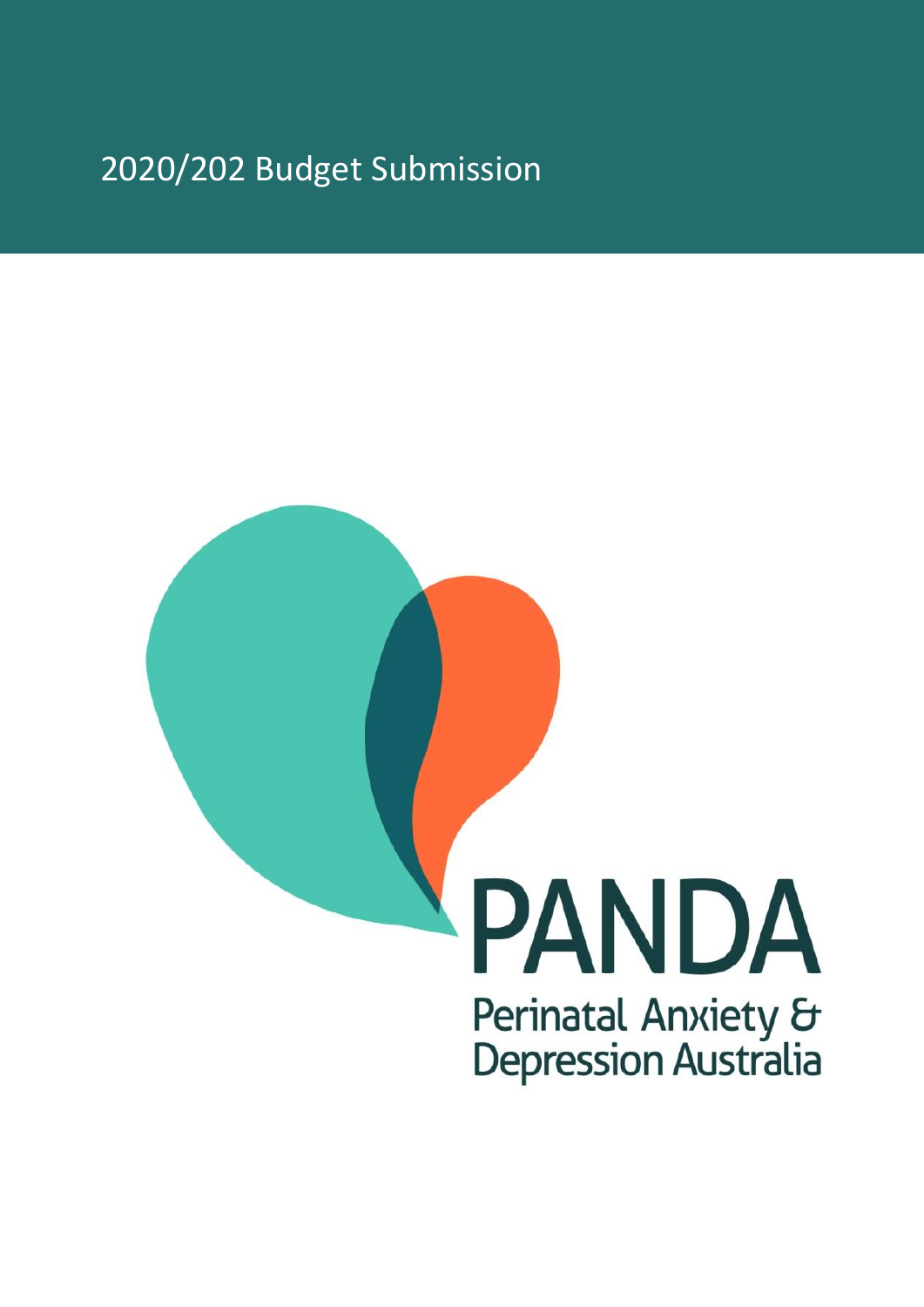# 2020/202 Budget Submission

PANDA

Perinatal Anxiety & Depression Australia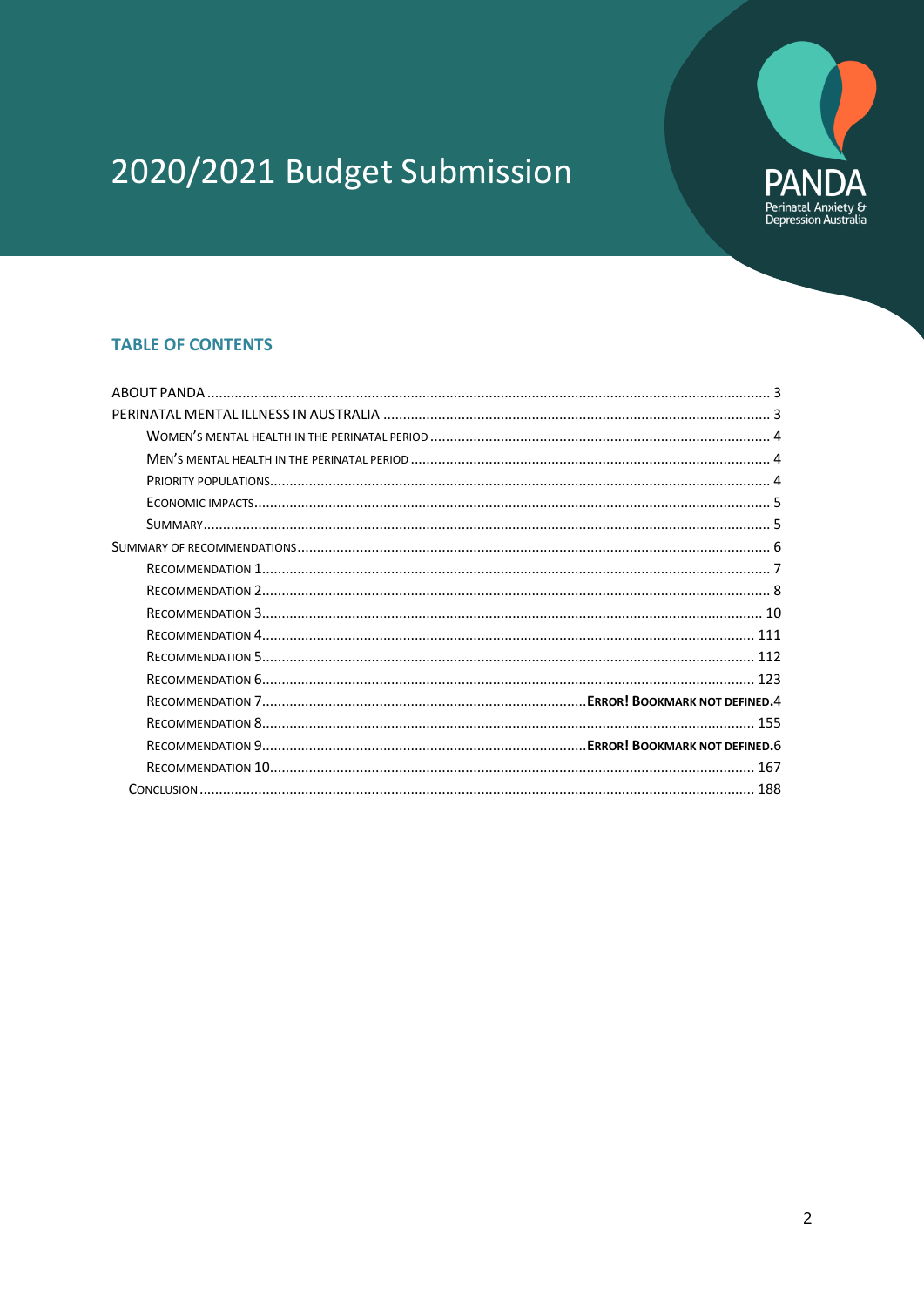# 2020/2021 Budget Submission

PANDA
Perinatal Anxiety & Depression Australia

## TABLE OF CONTENTS

ABOUT PANDA ........................................................ 3
PERINATAL MENTAL ILLNESS IN AUSTRALIA ........................................................ 3
- WOMEN'S MENTAL HEALTH IN THE PERINATAL PERIOD ........................................................ 4
- MEN'S MENTAL HEALTH IN THE PERINATAL PERIOD ........................................................ 4
- PRIORITY POPULATIONS ........................................................ 4
- ECONOMIC IMPACTS ........................................................ 5
- SUMMARY ........................................................ 5

SUMMARY OF RECOMMENDATIONS ........................................................ 6
- RECOMMENDATION 1 ........................................................ 7
- RECOMMENDATION 2 ........................................................ 8
- RECOMMENDATION 3 ........................................................ 10
- RECOMMENDATION 4 ........................................................ 111
- RECOMMENDATION 5 ........................................................ 112
- RECOMMENDATION 6 ........................................................ 123
- RECOMMENDATION 7 ........................................................ **ERROR! BOOKMARK NOT DEFINED.**4
- RECOMMENDATION 8 ........................................................ 155
- RECOMMENDATION 9 ........................................................ **ERROR! BOOKMARK NOT DEFINED.**6
- RECOMMENDATION 10 ........................................................ 167

CONCLUSION ........................................................ 188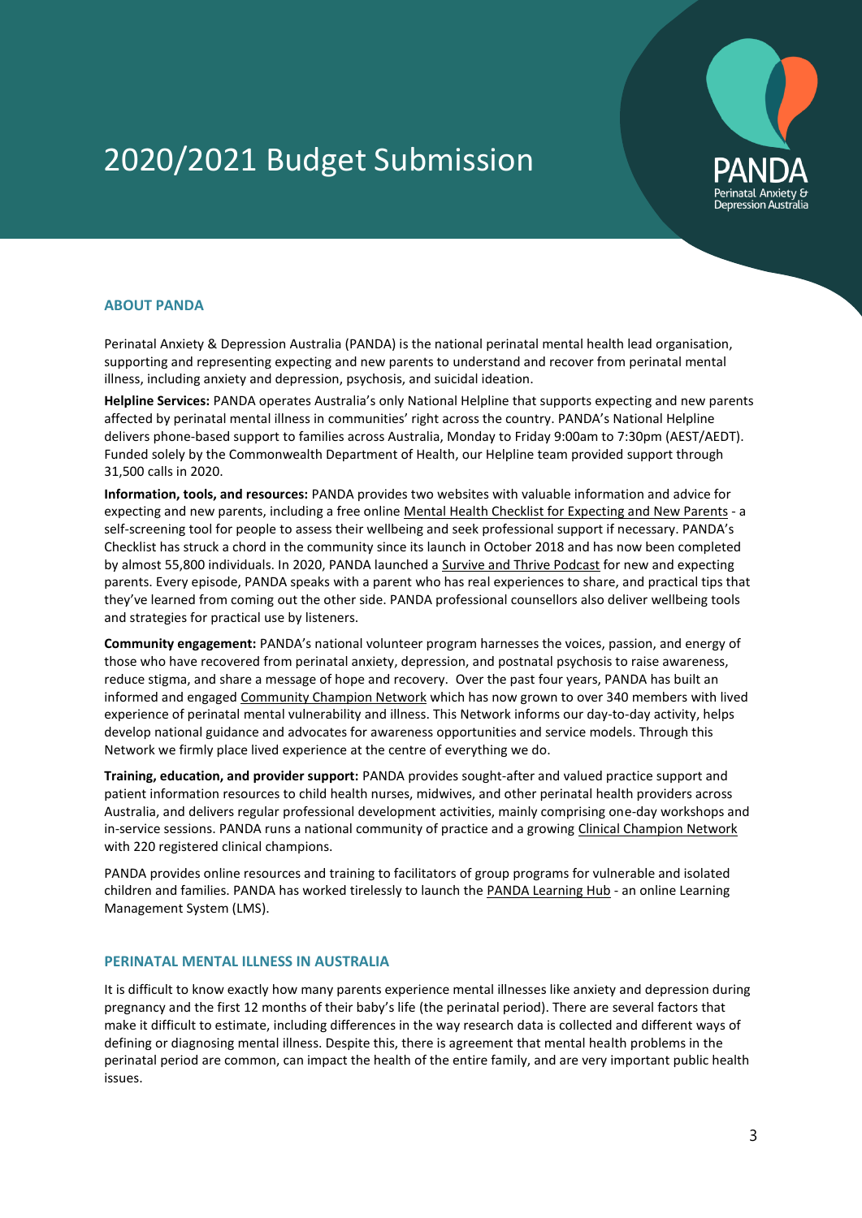# 2020/2021 Budget Submission

PANDA
Perinatal Anxiety & Depression Australia

## ABOUT PANDA

Perinatal Anxiety & Depression Australia (PANDA) is the national perinatal mental health lead organisation, supporting and representing expecting and new parents to understand and recover from perinatal mental illness, including anxiety and depression, psychosis, and suicidal ideation.

**Helpline Services:** PANDA operates Australia's only National Helpline that supports expecting and new parents affected by perinatal mental illness in communities' right across the country. PANDA's National Helpline delivers phone-based support to families across Australia, Monday to Friday 9:00am to 7:30pm (AEST/AEDT). Funded solely by the Commonwealth Department of Health, our Helpline team provided support through 31,500 calls in 2020.

**Information, tools, and resources:** PANDA provides two websites with valuable information and advice for expecting and new parents, including a free online Mental Health Checklist for Expecting and New Parents - a self-screening tool for people to assess their wellbeing and seek professional support if necessary. PANDA's Checklist has struck a chord in the community since its launch in October 2018 and has now been completed by almost 55,800 individuals. In 2020, PANDA launched a Survive and Thrive Podcast for new and expecting parents. Every episode, PANDA speaks with a parent who has real experiences to share, and practical tips that they've learned from coming out the other side. PANDA professional counsellors also deliver wellbeing tools and strategies for practical use by listeners.

**Community engagement:** PANDA's national volunteer program harnesses the voices, passion, and energy of those who have recovered from perinatal anxiety, depression, and postnatal psychosis to raise awareness, reduce stigma, and share a message of hope and recovery. Over the past four years, PANDA has built an informed and engaged Community Champion Network which has now grown to over 340 members with lived experience of perinatal mental vulnerability and illness. This Network informs our day-to-day activity, helps develop national guidance and advocates for awareness opportunities and service models. Through this Network we firmly place lived experience at the centre of everything we do.

**Training, education, and provider support:** PANDA provides sought-after and valued practice support and patient information resources to child health nurses, midwives, and other perinatal health providers across Australia, and delivers regular professional development activities, mainly comprising one-day workshops and in-service sessions. PANDA runs a national community of practice and a growing Clinical Champion Network with 220 registered clinical champions.

PANDA provides online resources and training to facilitators of group programs for vulnerable and isolated children and families. PANDA has worked tirelessly to launch the PANDA Learning Hub - an online Learning Management System (LMS).

## PERINATAL MENTAL ILLNESS IN AUSTRALIA

It is difficult to know exactly how many parents experience mental illnesses like anxiety and depression during pregnancy and the first 12 months of their baby's life (the perinatal period). There are several factors that make it difficult to estimate, including differences in the way research data is collected and different ways of defining or diagnosing mental illness. Despite this, there is agreement that mental health problems in the perinatal period are common, can impact the health of the entire family, and are very important public health issues.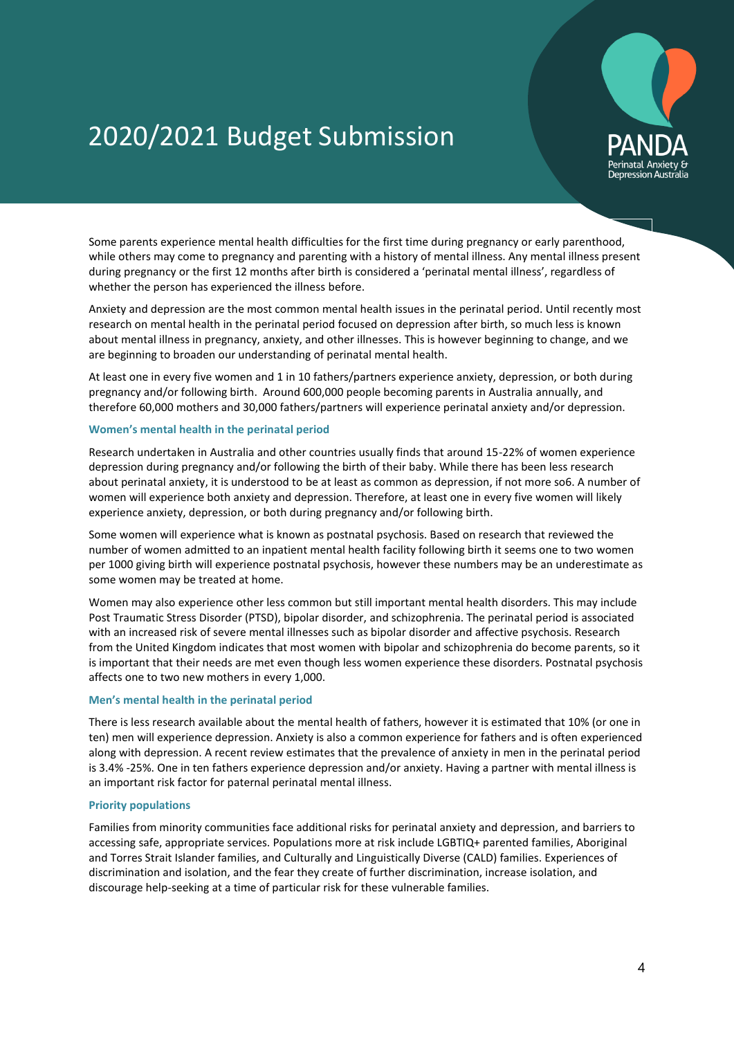# 2020/2021 Budget Submission

Some parents experience mental health difficulties for the first time during pregnancy or early parenthood, while others may come to pregnancy and parenting with a history of mental illness. Any mental illness present during pregnancy or the first 12 months after birth is considered a 'perinatal mental illness', regardless of whether the person has experienced the illness before.

Anxiety and depression are the most common mental health issues in the perinatal period. Until recently most research on mental health in the perinatal period focused on depression after birth, so much less is known about mental illness in pregnancy, anxiety, and other illnesses. This is however beginning to change, and we are beginning to broaden our understanding of perinatal mental health.

At least one in every five women and 1 in 10 fathers/partners experience anxiety, depression, or both during pregnancy and/or following birth. Around 600,000 people becoming parents in Australia annually, and therefore 60,000 mothers and 30,000 fathers/partners will experience perinatal anxiety and/or depression.

### Women's mental health in the perinatal period

Research undertaken in Australia and other countries usually finds that around 15-22% of women experience depression during pregnancy and/or following the birth of their baby. While there has been less research about perinatal anxiety, it is understood to be at least as common as depression, if not more so6. A number of women will experience both anxiety and depression. Therefore, at least one in every five women will likely experience anxiety, depression, or both during pregnancy and/or following birth.

Some women will experience what is known as postnatal psychosis. Based on research that reviewed the number of women admitted to an inpatient mental health facility following birth it seems one to two women per 1000 giving birth will experience postnatal psychosis, however these numbers may be an underestimate as some women may be treated at home.

Women may also experience other less common but still important mental health disorders. This may include Post Traumatic Stress Disorder (PTSD), bipolar disorder, and schizophrenia. The perinatal period is associated with an increased risk of severe mental illnesses such as bipolar disorder and affective psychosis. Research from the United Kingdom indicates that most women with bipolar and schizophrenia do become parents, so it is important that their needs are met even though less women experience these disorders. Postnatal psychosis affects one to two new mothers in every 1,000.

### Men's mental health in the perinatal period

There is less research available about the mental health of fathers, however it is estimated that 10% (or one in ten) men will experience depression. Anxiety is also a common experience for fathers and is often experienced along with depression. A recent review estimates that the prevalence of anxiety in men in the perinatal period is 3.4% -25%. One in ten fathers experience depression and/or anxiety. Having a partner with mental illness is an important risk factor for paternal perinatal mental illness.

### Priority populations

Families from minority communities face additional risks for perinatal anxiety and depression, and barriers to accessing safe, appropriate services. Populations more at risk include LGBTIQ+ parented families, Aboriginal and Torres Strait Islander families, and Culturally and Linguistically Diverse (CALD) families. Experiences of discrimination and isolation, and the fear they create of further discrimination, increase isolation, and discourage help-seeking at a time of particular risk for these vulnerable families.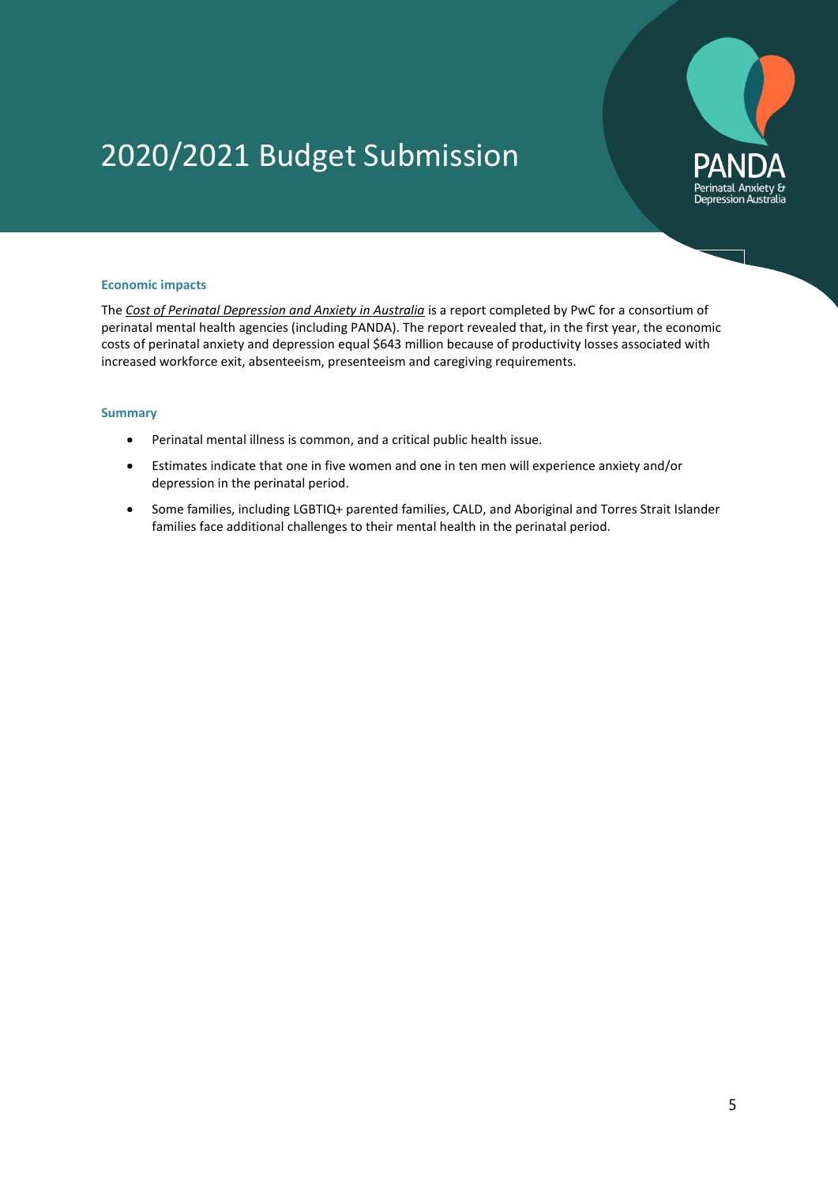### Economic impacts

The *Cost of Perinatal Depression and Anxiety in Australia* is a report completed by PwC for a consortium of perinatal mental health agencies (including PANDA). The report revealed that, in the first year, the economic costs of perinatal anxiety and depression equal $643 million because of productivity losses associated with increased workforce exit, absenteeism, presenteeism and caregiving requirements.

### Summary

- Perinatal mental illness is common, and a critical public health issue.
- Estimates indicate that one in five women and one in ten men will experience anxiety and/or depression in the perinatal period.
- Some families, including LGBTIQ+ parented families, CALD, and Aboriginal and Torres Strait Islander families face additional challenges to their mental health in the perinatal period.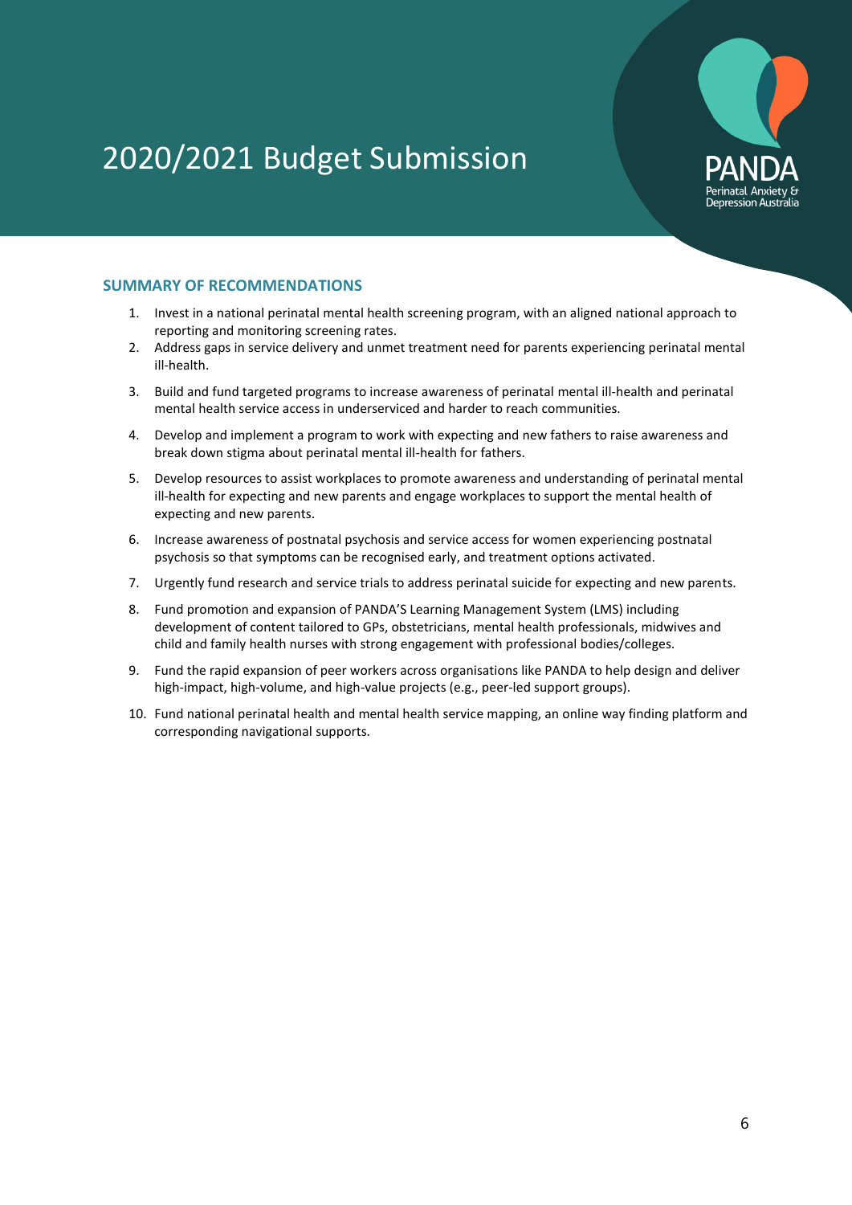# 2020/2021 Budget Submission

PANDA
Perinatal Anxiety & Depression Australia

## SUMMARY OF RECOMMENDATIONS

1. Invest in a national perinatal mental health screening program, with an aligned national approach to reporting and monitoring screening rates.
2. Address gaps in service delivery and unmet treatment need for parents experiencing perinatal mental ill-health.
3. Build and fund targeted programs to increase awareness of perinatal mental ill-health and perinatal mental health service access in underserviced and harder to reach communities.
4. Develop and implement a program to work with expecting and new fathers to raise awareness and break down stigma about perinatal mental ill-health for fathers.
5. Develop resources to assist workplaces to promote awareness and understanding of perinatal mental ill-health for expecting and new parents and engage workplaces to support the mental health of expecting and new parents.
6. Increase awareness of postnatal psychosis and service access for women experiencing postnatal psychosis so that symptoms can be recognised early, and treatment options activated.
7. Urgently fund research and service trials to address perinatal suicide for expecting and new parents.
8. Fund promotion and expansion of PANDA'S Learning Management System (LMS) including development of content tailored to GPs, obstetricians, mental health professionals, midwives and child and family health nurses with strong engagement with professional bodies/colleges.
9. Fund the rapid expansion of peer workers across organisations like PANDA to help design and deliver high-impact, high-volume, and high-value projects (e.g., peer-led support groups).
10. Fund national perinatal health and mental health service mapping, an online way finding platform and corresponding navigational supports.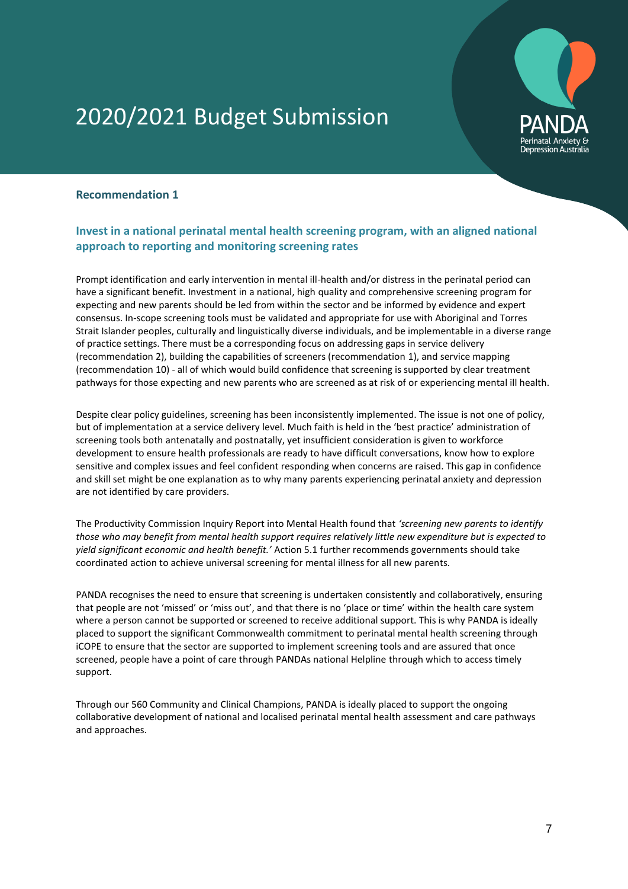# 2020/2021 Budget Submission

## Recommendation 1

### Invest in a national perinatal mental health screening program, with an aligned national approach to reporting and monitoring screening rates

Prompt identification and early intervention in mental ill-health and/or distress in the perinatal period can have a significant benefit. Investment in a national, high quality and comprehensive screening program for expecting and new parents should be led from within the sector and be informed by evidence and expert consensus. In-scope screening tools must be validated and appropriate for use with Aboriginal and Torres Strait Islander peoples, culturally and linguistically diverse individuals, and be implementable in a diverse range of practice settings. There must be a corresponding focus on addressing gaps in service delivery (recommendation 2), building the capabilities of screeners (recommendation 1), and service mapping (recommendation 10) - all of which would build confidence that screening is supported by clear treatment pathways for those expecting and new parents who are screened as at risk of or experiencing mental ill health.

Despite clear policy guidelines, screening has been inconsistently implemented. The issue is not one of policy, but of implementation at a service delivery level. Much faith is held in the 'best practice' administration of screening tools both antenatally and postnatally, yet insufficient consideration is given to workforce development to ensure health professionals are ready to have difficult conversations, know how to explore sensitive and complex issues and feel confident responding when concerns are raised. This gap in confidence and skill set might be one explanation as to why many parents experiencing perinatal anxiety and depression are not identified by care providers.

The Productivity Commission Inquiry Report into Mental Health found that *'screening new parents to identify those who may benefit from mental health support requires relatively little new expenditure but is expected to yield significant economic and health benefit.'* Action 5.1 further recommends governments should take coordinated action to achieve universal screening for mental illness for all new parents.

PANDA recognises the need to ensure that screening is undertaken consistently and collaboratively, ensuring that people are not 'missed' or 'miss out', and that there is no 'place or time' within the health care system where a person cannot be supported or screened to receive additional support. This is why PANDA is ideally placed to support the significant Commonwealth commitment to perinatal mental health screening through iCOPE to ensure that the sector are supported to implement screening tools and are assured that once screened, people have a point of care through PANDAs national Helpline through which to access timely support.

Through our 560 Community and Clinical Champions, PANDA is ideally placed to support the ongoing collaborative development of national and localised perinatal mental health assessment and care pathways and approaches.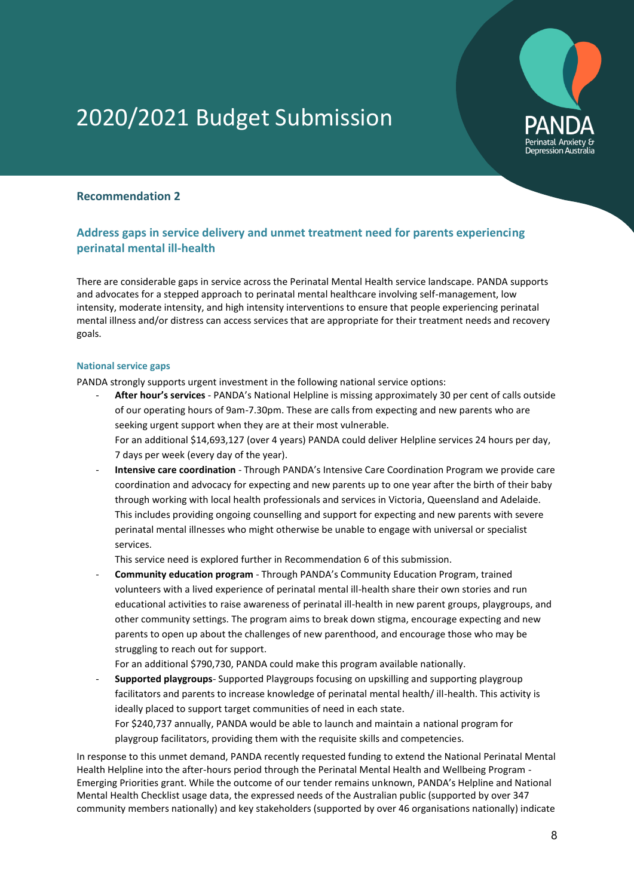# 2020/2021 Budget Submission

## Recommendation 2

### Address gaps in service delivery and unmet treatment need for parents experiencing perinatal mental ill-health

There are considerable gaps in service across the Perinatal Mental Health service landscape. PANDA supports and advocates for a stepped approach to perinatal mental healthcare involving self-management, low intensity, moderate intensity, and high intensity interventions to ensure that people experiencing perinatal mental illness and/or distress can access services that are appropriate for their treatment needs and recovery goals.

#### National service gaps

PANDA strongly supports urgent investment in the following national service options:

- **After hour's services** - PANDA's National Helpline is missing approximately 30 per cent of calls outside of our operating hours of 9am-7.30pm. These are calls from expecting and new parents who are seeking urgent support when they are at their most vulnerable.
  For an additional $14,693,127 (over 4 years) PANDA could deliver Helpline services 24 hours per day, 7 days per week (every day of the year).
- **Intensive care coordination** - Through PANDA's Intensive Care Coordination Program we provide care coordination and advocacy for expecting and new parents up to one year after the birth of their baby through working with local health professionals and services in Victoria, Queensland and Adelaide. This includes providing ongoing counselling and support for expecting and new parents with severe perinatal mental illnesses who might otherwise be unable to engage with universal or specialist services.
  This service need is explored further in Recommendation 6 of this submission.
- **Community education program** - Through PANDA's Community Education Program, trained volunteers with a lived experience of perinatal mental ill-health share their own stories and run educational activities to raise awareness of perinatal ill-health in new parent groups, playgroups, and other community settings. The program aims to break down stigma, encourage expecting and new parents to open up about the challenges of new parenthood, and encourage those who may be struggling to reach out for support.
  For an additional $790,730, PANDA could make this program available nationally.
- **Supported playgroups**- Supported Playgroups focusing on upskilling and supporting playgroup facilitators and parents to increase knowledge of perinatal mental health/ ill-health. This activity is ideally placed to support target communities of need in each state.
  For $240,737 annually, PANDA would be able to launch and maintain a national program for playgroup facilitators, providing them with the requisite skills and competencies.

In response to this unmet demand, PANDA recently requested funding to extend the National Perinatal Mental Health Helpline into the after-hours period through the Perinatal Mental Health and Wellbeing Program - Emerging Priorities grant. While the outcome of our tender remains unknown, PANDA's Helpline and National Mental Health Checklist usage data, the expressed needs of the Australian public (supported by over 347 community members nationally) and key stakeholders (supported by over 46 organisations nationally) indicate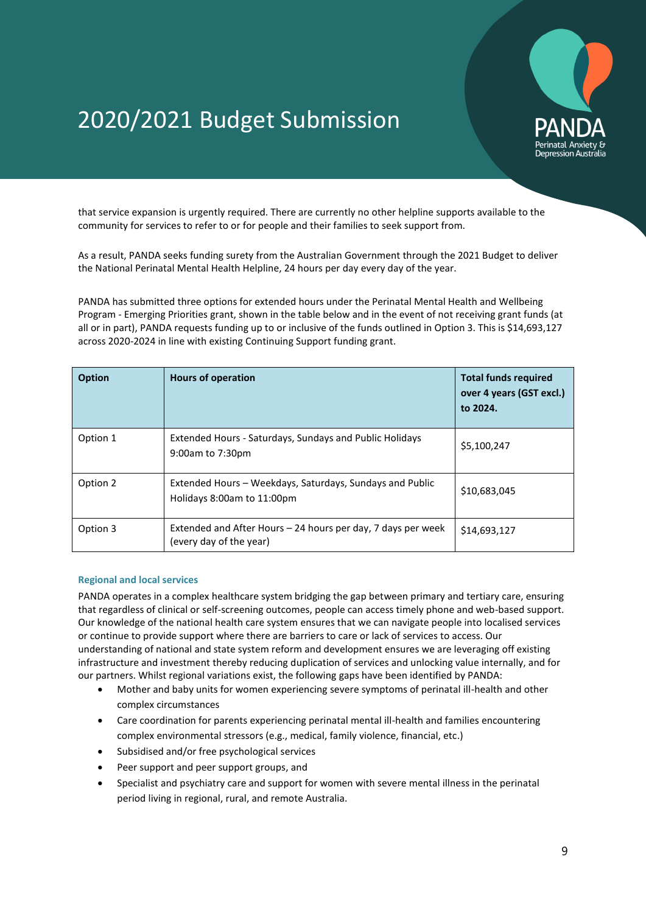that service expansion is urgently required. There are currently no other helpline supports available to the community for services to refer to or for people and their families to seek support from.

As a result, PANDA seeks funding surety from the Australian Government through the 2021 Budget to deliver the National Perinatal Mental Health Helpline, 24 hours per day every day of the year.

PANDA has submitted three options for extended hours under the Perinatal Mental Health and Wellbeing Program - Emerging Priorities grant, shown in the table below and in the event of not receiving grant funds (at all or in part), PANDA requests funding up to or inclusive of the funds outlined in Option 3. This is $14,693,127 across 2020-2024 in line with existing Continuing Support funding grant.

| Option | Hours of operation | Total funds required over 4 years (GST excl.) to 2024. |
|---|---|---|
| Option 1 | Extended Hours - Saturdays, Sundays and Public Holidays 9:00am to 7:30pm | $5,100,247 |
| Option 2 | Extended Hours – Weekdays, Saturdays, Sundays and Public Holidays 8:00am to 11:00pm | $10,683,045 |
| Option 3 | Extended and After Hours – 24 hours per day, 7 days per week (every day of the year) | $14,693,127 |

### Regional and local services

PANDA operates in a complex healthcare system bridging the gap between primary and tertiary care, ensuring that regardless of clinical or self-screening outcomes, people can access timely phone and web-based support. Our knowledge of the national health care system ensures that we can navigate people into localised services or continue to provide support where there are barriers to care or lack of services to access. Our understanding of national and state system reform and development ensures we are leveraging off existing infrastructure and investment thereby reducing duplication of services and unlocking value internally, and for our partners. Whilst regional variations exist, the following gaps have been identified by PANDA:

- Mother and baby units for women experiencing severe symptoms of perinatal ill-health and other complex circumstances
- Care coordination for parents experiencing perinatal mental ill-health and families encountering complex environmental stressors (e.g., medical, family violence, financial, etc.)
- Subsidised and/or free psychological services
- Peer support and peer support groups, and
- Specialist and psychiatry care and support for women with severe mental illness in the perinatal period living in regional, rural, and remote Australia.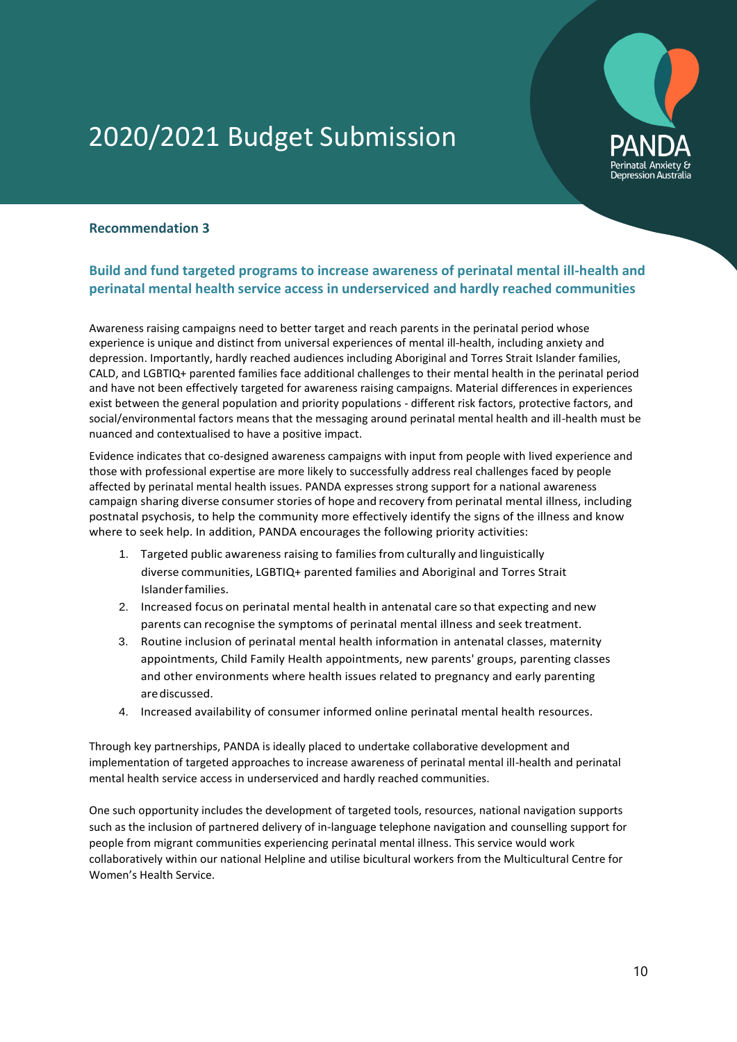## Recommendation 3

### Build and fund targeted programs to increase awareness of perinatal mental ill-health and perinatal mental health service access in underserviced and hardly reached communities

Awareness raising campaigns need to better target and reach parents in the perinatal period whose experience is unique and distinct from universal experiences of mental ill-health, including anxiety and depression. Importantly, hardly reached audiences including Aboriginal and Torres Strait Islander families, CALD, and LGBTIQ+ parented families face additional challenges to their mental health in the perinatal period and have not been effectively targeted for awareness raising campaigns. Material differences in experiences exist between the general population and priority populations - different risk factors, protective factors, and social/environmental factors means that the messaging around perinatal mental health and ill-health must be nuanced and contextualised to have a positive impact.

Evidence indicates that co-designed awareness campaigns with input from people with lived experience and those with professional expertise are more likely to successfully address real challenges faced by people affected by perinatal mental health issues. PANDA expresses strong support for a national awareness campaign sharing diverse consumer stories of hope and recovery from perinatal mental illness, including postnatal psychosis, to help the community more effectively identify the signs of the illness and know where to seek help. In addition, PANDA encourages the following priority activities:

1. Targeted public awareness raising to families from culturally and linguistically diverse communities, LGBTIQ+ parented families and Aboriginal and Torres Strait Islander families.
2. Increased focus on perinatal mental health in antenatal care so that expecting and new parents can recognise the symptoms of perinatal mental illness and seek treatment.
3. Routine inclusion of perinatal mental health information in antenatal classes, maternity appointments, Child Family Health appointments, new parents' groups, parenting classes and other environments where health issues related to pregnancy and early parenting are discussed.
4. Increased availability of consumer informed online perinatal mental health resources.

Through key partnerships, PANDA is ideally placed to undertake collaborative development and implementation of targeted approaches to increase awareness of perinatal mental ill-health and perinatal mental health service access in underserviced and hardly reached communities.

One such opportunity includes the development of targeted tools, resources, national navigation supports such as the inclusion of partnered delivery of in-language telephone navigation and counselling support for people from migrant communities experiencing perinatal mental illness. This service would work collaboratively within our national Helpline and utilise bicultural workers from the Multicultural Centre for Women's Health Service.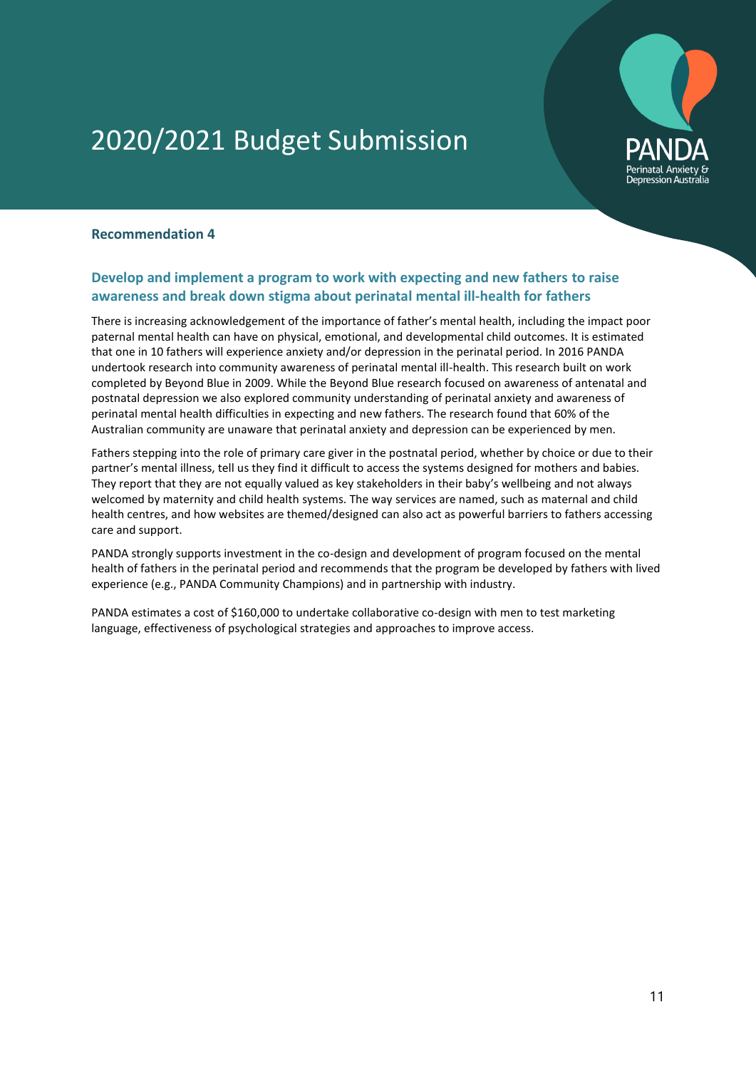# 2020/2021 Budget Submission

**Recommendation 4**

## Develop and implement a program to work with expecting and new fathers to raise awareness and break down stigma about perinatal mental ill-health for fathers

There is increasing acknowledgement of the importance of father's mental health, including the impact poor paternal mental health can have on physical, emotional, and developmental child outcomes. It is estimated that one in 10 fathers will experience anxiety and/or depression in the perinatal period. In 2016 PANDA undertook research into community awareness of perinatal mental ill-health. This research built on work completed by Beyond Blue in 2009. While the Beyond Blue research focused on awareness of antenatal and postnatal depression we also explored community understanding of perinatal anxiety and awareness of perinatal mental health difficulties in expecting and new fathers. The research found that 60% of the Australian community are unaware that perinatal anxiety and depression can be experienced by men.

Fathers stepping into the role of primary care giver in the postnatal period, whether by choice or due to their partner's mental illness, tell us they find it difficult to access the systems designed for mothers and babies. They report that they are not equally valued as key stakeholders in their baby's wellbeing and not always welcomed by maternity and child health systems. The way services are named, such as maternal and child health centres, and how websites are themed/designed can also act as powerful barriers to fathers accessing care and support.

PANDA strongly supports investment in the co-design and development of program focused on the mental health of fathers in the perinatal period and recommends that the program be developed by fathers with lived experience (e.g., PANDA Community Champions) and in partnership with industry.

PANDA estimates a cost of $160,000 to undertake collaborative co-design with men to test marketing language, effectiveness of psychological strategies and approaches to improve access.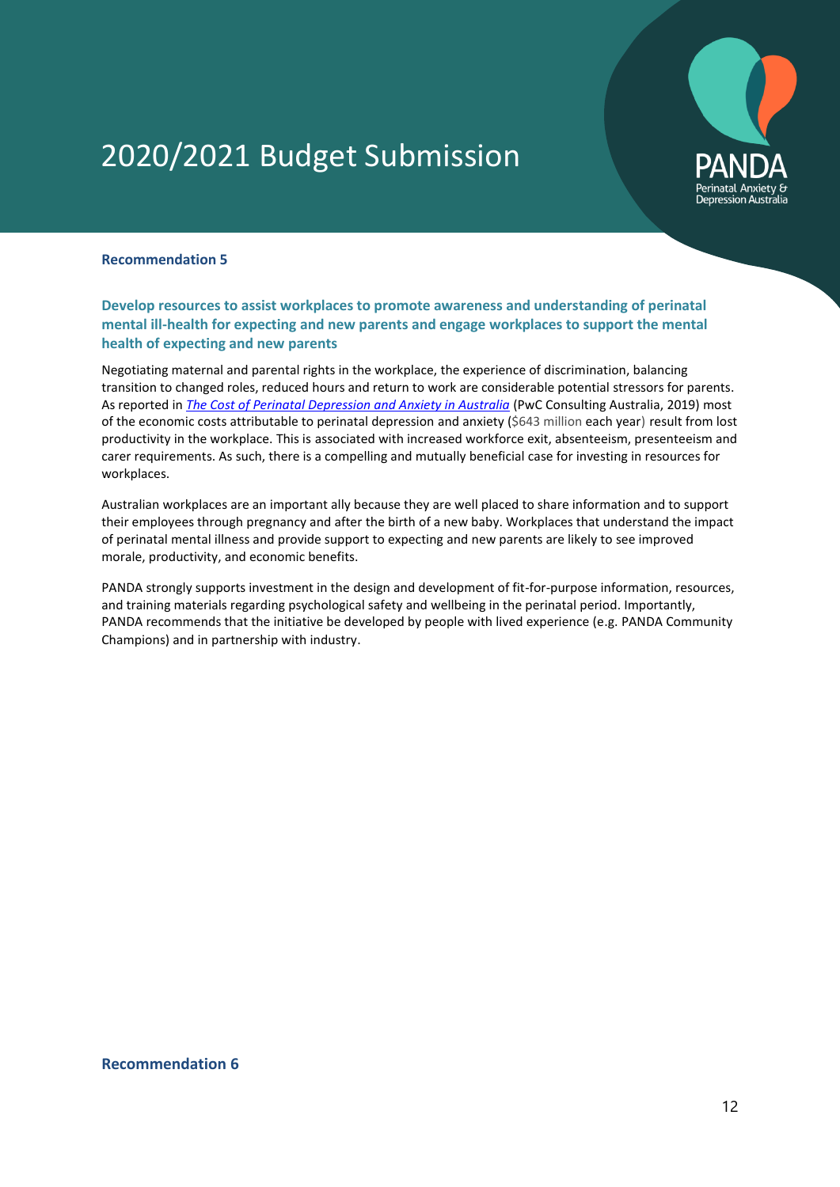# 2020/2021 Budget Submission

### Recommendation 5

### Develop resources to assist workplaces to promote awareness and understanding of perinatal mental ill-health for expecting and new parents and engage workplaces to support the mental health of expecting and new parents

Negotiating maternal and parental rights in the workplace, the experience of discrimination, balancing transition to changed roles, reduced hours and return to work are considerable potential stressors for parents. As reported in *The Cost of Perinatal Depression and Anxiety in Australia* (PwC Consulting Australia, 2019) most of the economic costs attributable to perinatal depression and anxiety ($643 million each year) result from lost productivity in the workplace. This is associated with increased workforce exit, absenteeism, presenteeism and carer requirements. As such, there is a compelling and mutually beneficial case for investing in resources for workplaces.

Australian workplaces are an important ally because they are well placed to share information and to support their employees through pregnancy and after the birth of a new baby. Workplaces that understand the impact of perinatal mental illness and provide support to expecting and new parents are likely to see improved morale, productivity, and economic benefits.

PANDA strongly supports investment in the design and development of fit-for-purpose information, resources, and training materials regarding psychological safety and wellbeing in the perinatal period. Importantly, PANDA recommends that the initiative be developed by people with lived experience (e.g. PANDA Community Champions) and in partnership with industry.

### Recommendation 6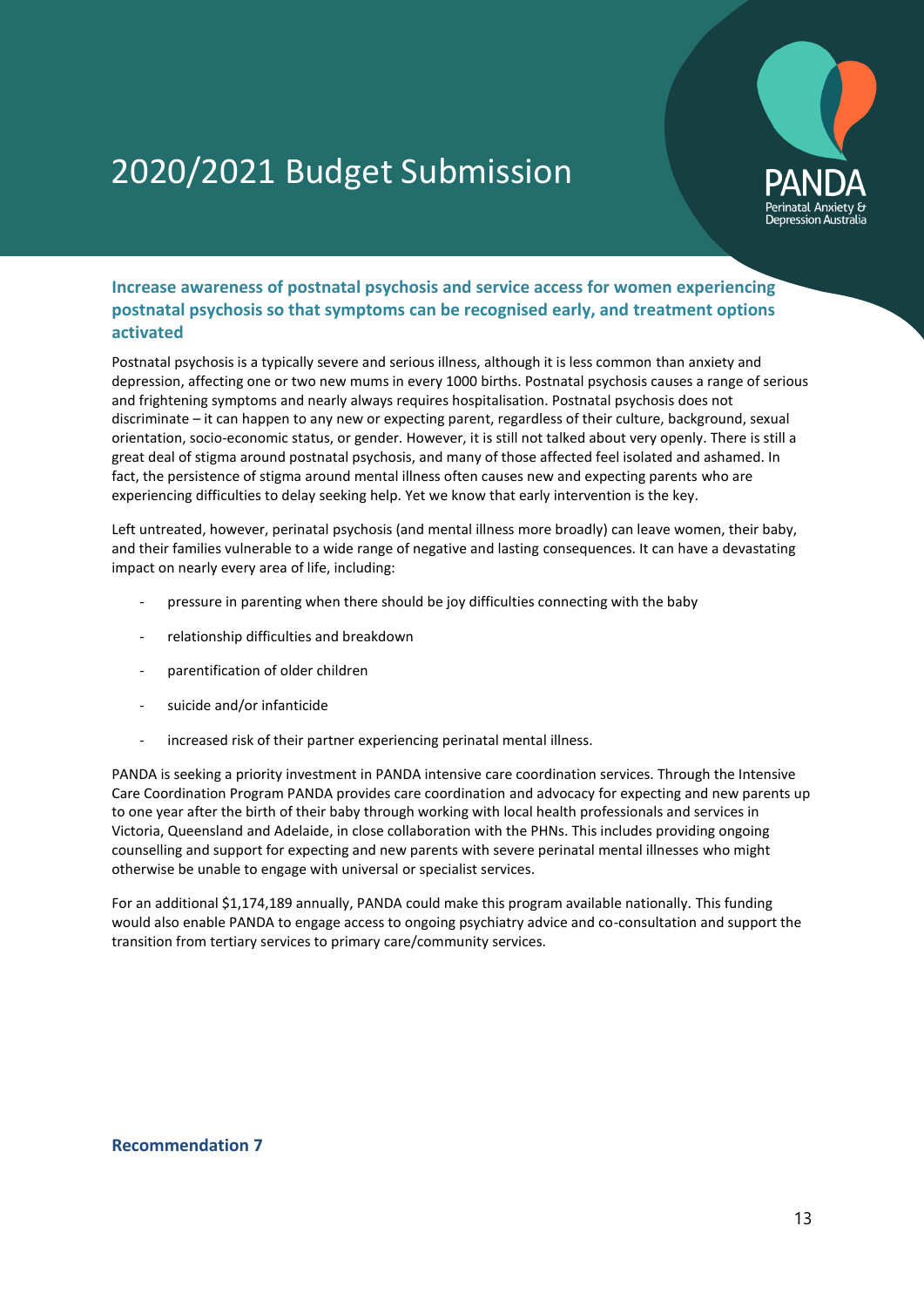## Increase awareness of postnatal psychosis and service access for women experiencing postnatal psychosis so that symptoms can be recognised early, and treatment options activated

Postnatal psychosis is a typically severe and serious illness, although it is less common than anxiety and depression, affecting one or two new mums in every 1000 births. Postnatal psychosis causes a range of serious and frightening symptoms and nearly always requires hospitalisation. Postnatal psychosis does not discriminate – it can happen to any new or expecting parent, regardless of their culture, background, sexual orientation, socio-economic status, or gender. However, it is still not talked about very openly. There is still a great deal of stigma around postnatal psychosis, and many of those affected feel isolated and ashamed. In fact, the persistence of stigma around mental illness often causes new and expecting parents who are experiencing difficulties to delay seeking help. Yet we know that early intervention is the key.

Left untreated, however, perinatal psychosis (and mental illness more broadly) can leave women, their baby, and their families vulnerable to a wide range of negative and lasting consequences. It can have a devastating impact on nearly every area of life, including:

- pressure in parenting when there should be joy difficulties connecting with the baby
- relationship difficulties and breakdown
- parentification of older children
- suicide and/or infanticide
- increased risk of their partner experiencing perinatal mental illness.

PANDA is seeking a priority investment in PANDA intensive care coordination services. Through the Intensive Care Coordination Program PANDA provides care coordination and advocacy for expecting and new parents up to one year after the birth of their baby through working with local health professionals and services in Victoria, Queensland and Adelaide, in close collaboration with the PHNs. This includes providing ongoing counselling and support for expecting and new parents with severe perinatal mental illnesses who might otherwise be unable to engage with universal or specialist services.

For an additional $1,174,189 annually, PANDA could make this program available nationally. This funding would also enable PANDA to engage access to ongoing psychiatry advice and co-consultation and support the transition from tertiary services to primary care/community services.

## Recommendation 7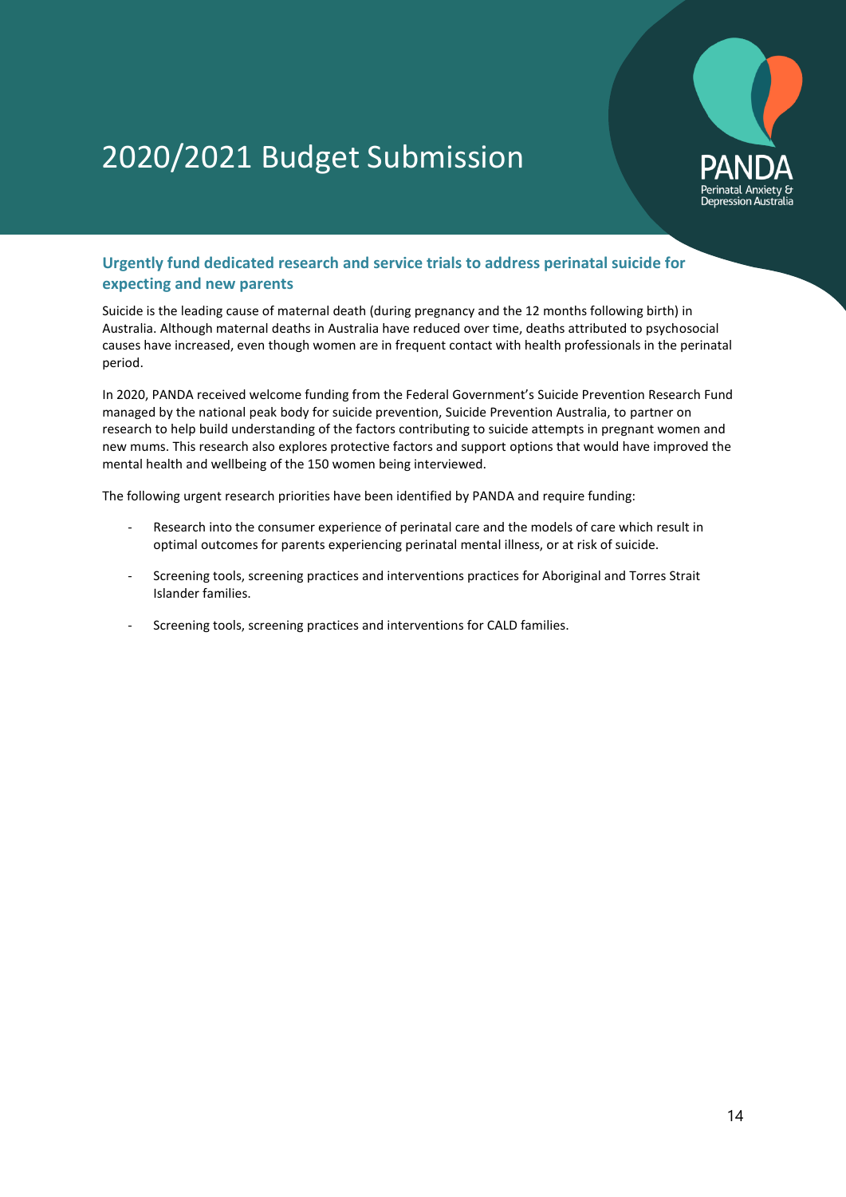# 2020/2021 Budget Submission

PANDA
Perinatal Anxiety & Depression Australia

## Urgently fund dedicated research and service trials to address perinatal suicide for expecting and new parents

Suicide is the leading cause of maternal death (during pregnancy and the 12 months following birth) in Australia. Although maternal deaths in Australia have reduced over time, deaths attributed to psychosocial causes have increased, even though women are in frequent contact with health professionals in the perinatal period.

In 2020, PANDA received welcome funding from the Federal Government's Suicide Prevention Research Fund managed by the national peak body for suicide prevention, Suicide Prevention Australia, to partner on research to help build understanding of the factors contributing to suicide attempts in pregnant women and new mums. This research also explores protective factors and support options that would have improved the mental health and wellbeing of the 150 women being interviewed.

The following urgent research priorities have been identified by PANDA and require funding:

- Research into the consumer experience of perinatal care and the models of care which result in optimal outcomes for parents experiencing perinatal mental illness, or at risk of suicide.
- Screening tools, screening practices and interventions practices for Aboriginal and Torres Strait Islander families.
- Screening tools, screening practices and interventions for CALD families.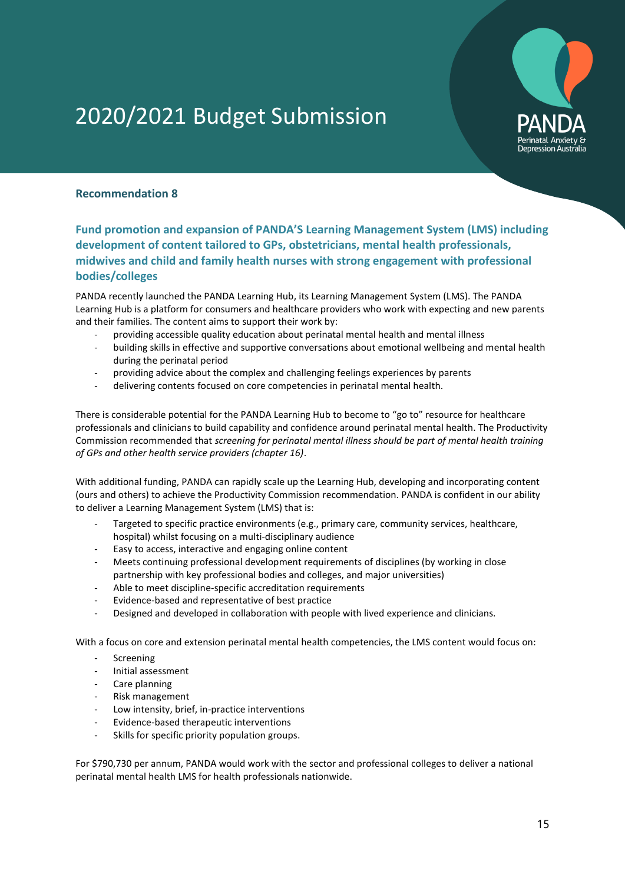# 2020/2021 Budget Submission

### Recommendation 8

## Fund promotion and expansion of PANDA'S Learning Management System (LMS) including development of content tailored to GPs, obstetricians, mental health professionals, midwives and child and family health nurses with strong engagement with professional bodies/colleges

PANDA recently launched the PANDA Learning Hub, its Learning Management System (LMS). The PANDA Learning Hub is a platform for consumers and healthcare providers who work with expecting and new parents and their families. The content aims to support their work by:

- providing accessible quality education about perinatal mental health and mental illness
- building skills in effective and supportive conversations about emotional wellbeing and mental health during the perinatal period
- providing advice about the complex and challenging feelings experiences by parents
- delivering contents focused on core competencies in perinatal mental health.

There is considerable potential for the PANDA Learning Hub to become to "go to" resource for healthcare professionals and clinicians to build capability and confidence around perinatal mental health. The Productivity Commission recommended that *screening for perinatal mental illness should be part of mental health training of GPs and other health service providers (chapter 16)*.

With additional funding, PANDA can rapidly scale up the Learning Hub, developing and incorporating content (ours and others) to achieve the Productivity Commission recommendation. PANDA is confident in our ability to deliver a Learning Management System (LMS) that is:

- Targeted to specific practice environments (e.g., primary care, community services, healthcare, hospital) whilst focusing on a multi-disciplinary audience
- Easy to access, interactive and engaging online content
- Meets continuing professional development requirements of disciplines (by working in close partnership with key professional bodies and colleges, and major universities)
- Able to meet discipline-specific accreditation requirements
- Evidence-based and representative of best practice
- Designed and developed in collaboration with people with lived experience and clinicians.

With a focus on core and extension perinatal mental health competencies, the LMS content would focus on:

- Screening
- Initial assessment
- Care planning
- Risk management
- Low intensity, brief, in-practice interventions
- Evidence-based therapeutic interventions
- Skills for specific priority population groups.

For $790,730 per annum, PANDA would work with the sector and professional colleges to deliver a national perinatal mental health LMS for health professionals nationwide.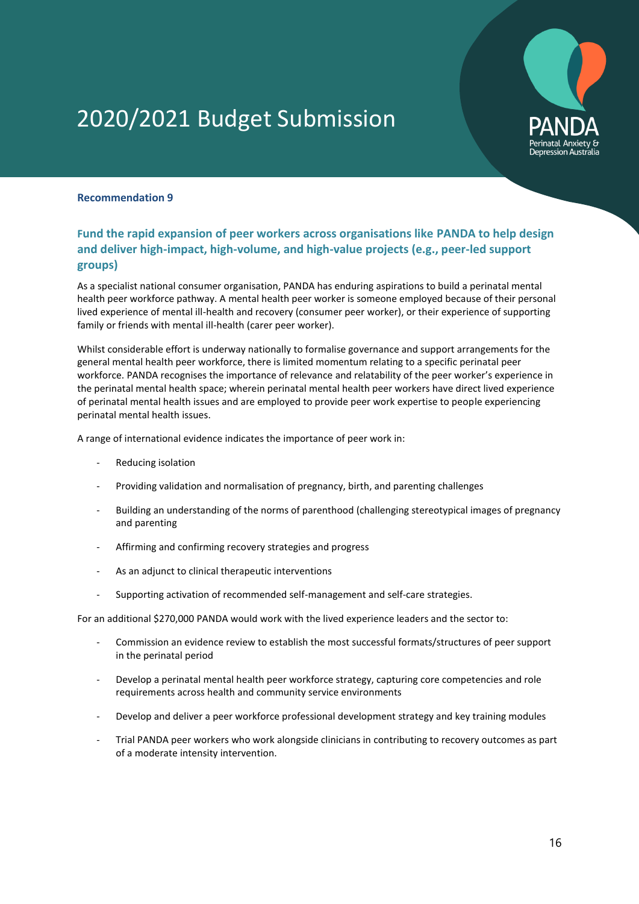# 2020/2021 Budget Submission

**Recommendation 9**

### Fund the rapid expansion of peer workers across organisations like PANDA to help design and deliver high-impact, high-volume, and high-value projects (e.g., peer-led support groups)

As a specialist national consumer organisation, PANDA has enduring aspirations to build a perinatal mental health peer workforce pathway. A mental health peer worker is someone employed because of their personal lived experience of mental ill-health and recovery (consumer peer worker), or their experience of supporting family or friends with mental ill-health (carer peer worker).

Whilst considerable effort is underway nationally to formalise governance and support arrangements for the general mental health peer workforce, there is limited momentum relating to a specific perinatal peer workforce. PANDA recognises the importance of relevance and relatability of the peer worker's experience in the perinatal mental health space; wherein perinatal mental health peer workers have direct lived experience of perinatal mental health issues and are employed to provide peer work expertise to people experiencing perinatal mental health issues.

A range of international evidence indicates the importance of peer work in:

- Reducing isolation
- Providing validation and normalisation of pregnancy, birth, and parenting challenges
- Building an understanding of the norms of parenthood (challenging stereotypical images of pregnancy and parenting
- Affirming and confirming recovery strategies and progress
- As an adjunct to clinical therapeutic interventions
- Supporting activation of recommended self-management and self-care strategies.

For an additional $270,000 PANDA would work with the lived experience leaders and the sector to:

- Commission an evidence review to establish the most successful formats/structures of peer support in the perinatal period
- Develop a perinatal mental health peer workforce strategy, capturing core competencies and role requirements across health and community service environments
- Develop and deliver a peer workforce professional development strategy and key training modules
- Trial PANDA peer workers who work alongside clinicians in contributing to recovery outcomes as part of a moderate intensity intervention.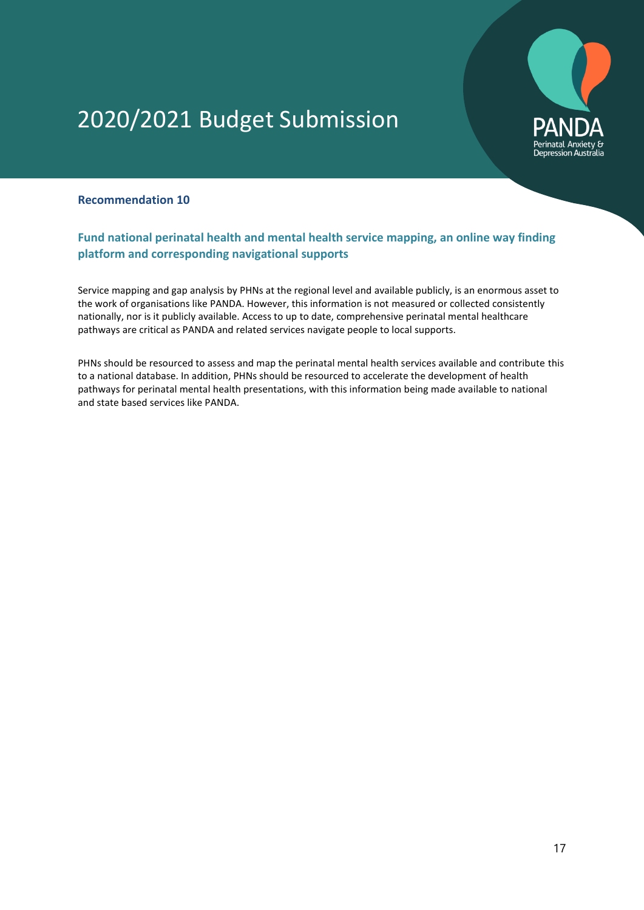# 2020/2021 Budget Submission

## Recommendation 10

### Fund national perinatal health and mental health service mapping, an online way finding platform and corresponding navigational supports

Service mapping and gap analysis by PHNs at the regional level and available publicly, is an enormous asset to the work of organisations like PANDA. However, this information is not measured or collected consistently nationally, nor is it publicly available. Access to up to date, comprehensive perinatal mental healthcare pathways are critical as PANDA and related services navigate people to local supports.

PHNs should be resourced to assess and map the perinatal mental health services available and contribute this to a national database. In addition, PHNs should be resourced to accelerate the development of health pathways for perinatal mental health presentations, with this information being made available to national and state based services like PANDA.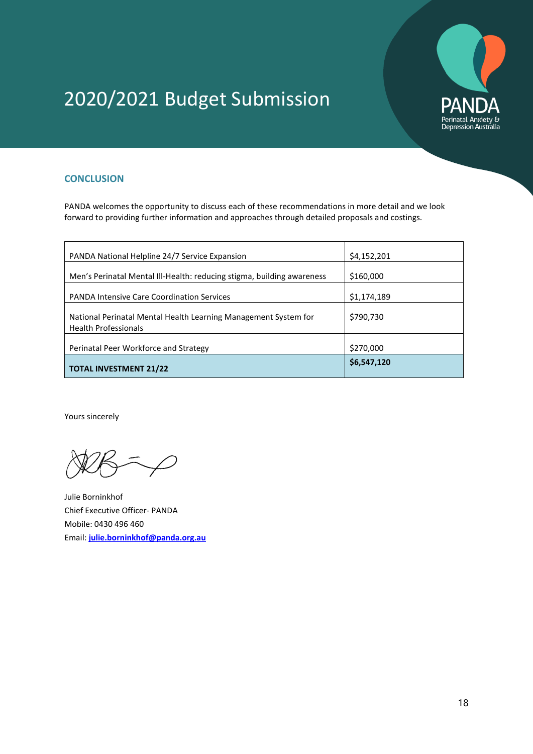# 2020/2021 Budget Submission

## CONCLUSION

PANDA welcomes the opportunity to discuss each of these recommendations in more detail and we look forward to providing further information and approaches through detailed proposals and costings.

| | |
|---|---|
| PANDA National Helpline 24/7 Service Expansion | $4,152,201 |
| Men's Perinatal Mental Ill-Health: reducing stigma, building awareness | $160,000 |
| PANDA Intensive Care Coordination Services | $1,174,189 |
| National Perinatal Mental Health Learning Management System for Health Professionals | $790,730 |
| Perinatal Peer Workforce and Strategy | $270,000 |
| **TOTAL INVESTMENT 21/22** | **$6,547,120** |

Yours sincerely

Julie Borninkhof
Chief Executive Officer- PANDA
Mobile: 0430 496 460
Email: **julie.borninkhof@panda.org.au**